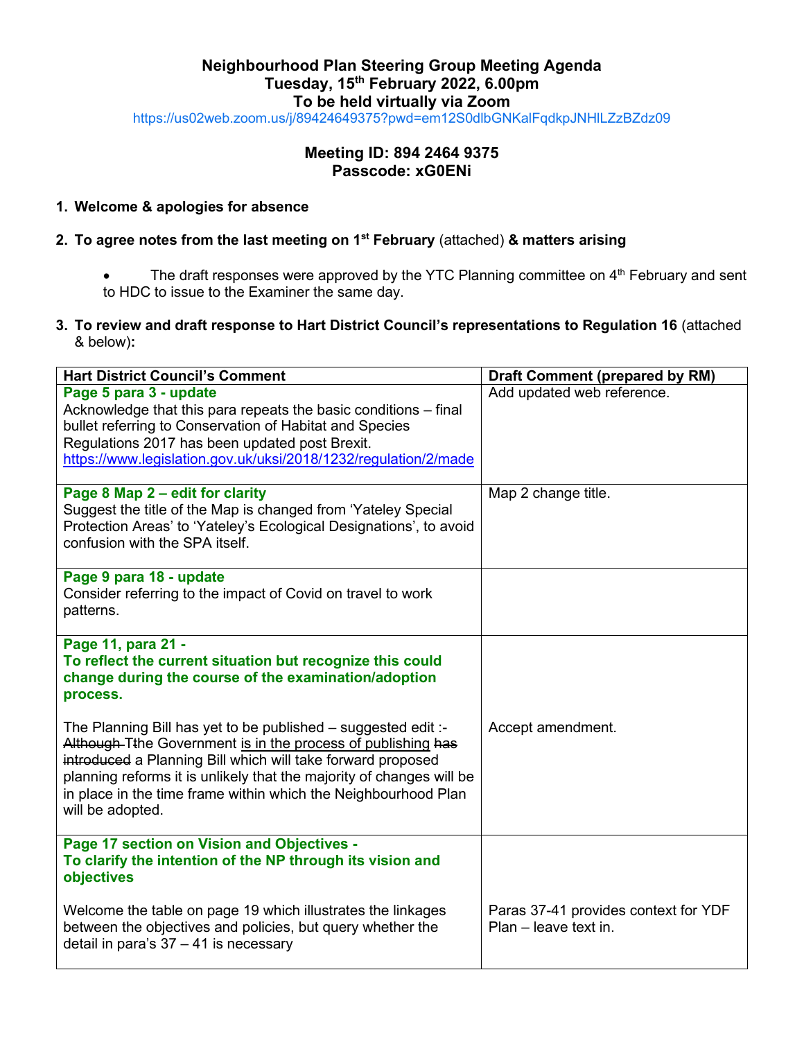**Neighbourhood Plan Steering Group Meeting Agenda**
**Tuesday, 15th February 2022, 6.00pm**
**To be held virtually via Zoom**
https://us02web.zoom.us/j/89424649375?pwd=em12S0dlbGNKalFqdkpJNHlLZzBZdz09

**Meeting ID: 894 2464 9375**
**Passcode: xG0ENi**

1. **Welcome & apologies for absence**

2. **To agree notes from the last meeting on 1st February** (attached) **& matters arising**

   - The draft responses were approved by the YTC Planning committee on 4th February and sent to HDC to issue to the Examiner the same day.

3. **To review and draft response to Hart District Council's representations to Regulation 16** (attached & below)**:**

| Hart District Council's Comment | Draft Comment (prepared by RM) |
|---|---|
| **Page 5 para 3 - update**<br>Acknowledge that this para repeats the basic conditions – final bullet referring to Conservation of Habitat and Species Regulations 2017 has been updated post Brexit.<br>https://www.legislation.gov.uk/uksi/2018/1232/regulation/2/made | Add updated web reference. |
| **Page 8 Map 2 – edit for clarity**<br>Suggest the title of the Map is changed from 'Yateley Special Protection Areas' to 'Yateley's Ecological Designations', to avoid confusion with the SPA itself. | Map 2 change title. |
| **Page 9 para 18 - update**<br>Consider referring to the impact of Covid on travel to work patterns. | |
| **Page 11, para 21 -**<br>**To reflect the current situation but recognize this could change during the course of the examination/adoption process.**<br><br>The Planning Bill has yet to be published – suggested edit :-<br>~~Although T~~the Government <u>is in the process of publishing</u> ~~has introduced~~ a Planning Bill which will take forward proposed planning reforms it is unlikely that the majority of changes will be in place in the time frame within which the Neighbourhood Plan will be adopted. | Accept amendment. |
| **Page 17 section on Vision and Objectives -**<br>**To clarify the intention of the NP through its vision and objectives**<br><br>Welcome the table on page 19 which illustrates the linkages between the objectives and policies, but query whether the detail in para's 37 – 41 is necessary | Paras 37-41 provides context for YDF Plan – leave text in. |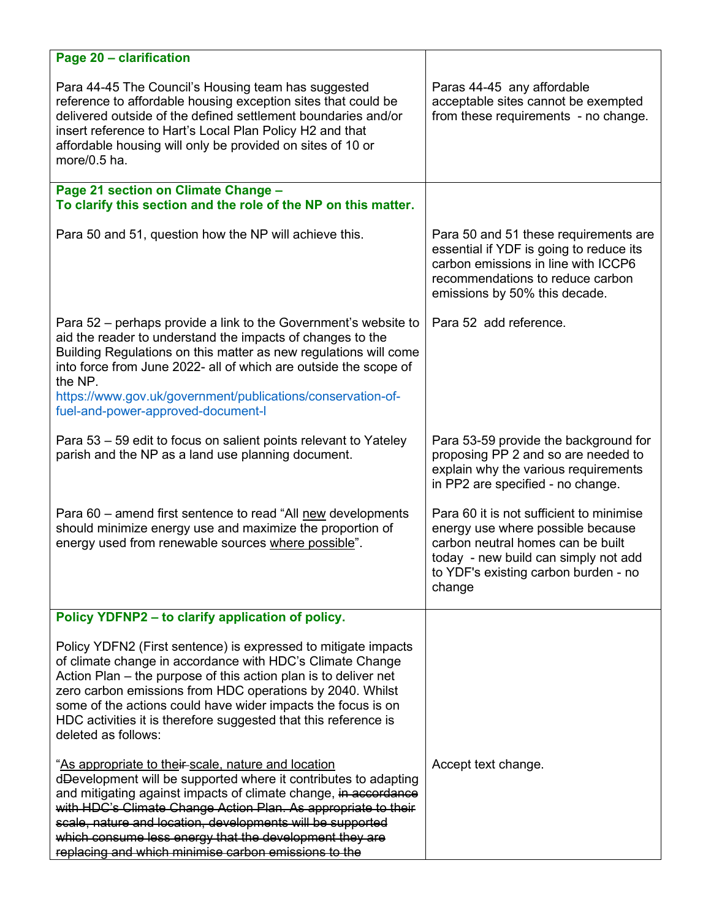| | |
|---|---|
| **Page 20 – clarification**<br><br>Para 44-45 The Council's Housing team has suggested reference to affordable housing exception sites that could be delivered outside of the defined settlement boundaries and/or insert reference to Hart's Local Plan Policy H2 and that affordable housing will only be provided on sites of 10 or more/0.5 ha. | Paras 44-45 any affordable acceptable sites cannot be exempted from these requirements - no change. |
| **Page 21 section on Climate Change –**<br>**To clarify this section and the role of the NP on this matter.**<br><br>Para 50 and 51, question how the NP will achieve this. | Para 50 and 51 these requirements are essential if YDF is going to reduce its carbon emissions in line with ICCP6 recommendations to reduce carbon emissions by 50% this decade. |
| Para 52 – perhaps provide a link to the Government's website to aid the reader to understand the impacts of changes to the Building Regulations on this matter as new regulations will come into force from June 2022- all of which are outside the scope of the NP.<br>https://www.gov.uk/government/publications/conservation-of-fuel-and-power-approved-document-l | Para 52 add reference. |
| Para 53 – 59 edit to focus on salient points relevant to Yateley parish and the NP as a land use planning document. | Para 53-59 provide the background for proposing PP 2 and so are needed to explain why the various requirements in PP2 are specified - no change. |
| Para 60 – amend first sentence to read "All <u>new</u> developments should minimize energy use and maximize the proportion of energy used from renewable sources <u>where possible</u>". | Para 60 it is not sufficient to minimise energy use where possible because carbon neutral homes can be built today - new build can simply not add to YDF's existing carbon burden - no change |
| **Policy YDFNP2 – to clarify application of policy.**<br><br>Policy YDFN2 (First sentence) is expressed to mitigate impacts of climate change in accordance with HDC's Climate Change Action Plan – the purpose of this action plan is to deliver net zero carbon emissions from HDC operations by 2040. Whilst some of the actions could have wider impacts the focus is on HDC activities it is therefore suggested that this reference is deleted as follows:<br><br>"<u>As appropriate to thei</u>~~r~~ <u>scale, nature and location</u> <u>d</u>~~D~~evelopment will be supported where it contributes to adapting and mitigating against impacts of climate change, ~~in accordance with HDC's Climate Change Action Plan. As appropriate to their scale, nature and location, developments will be supported which consume less energy that the development they are replacing and which minimise carbon emissions to the~~ | Accept text change. |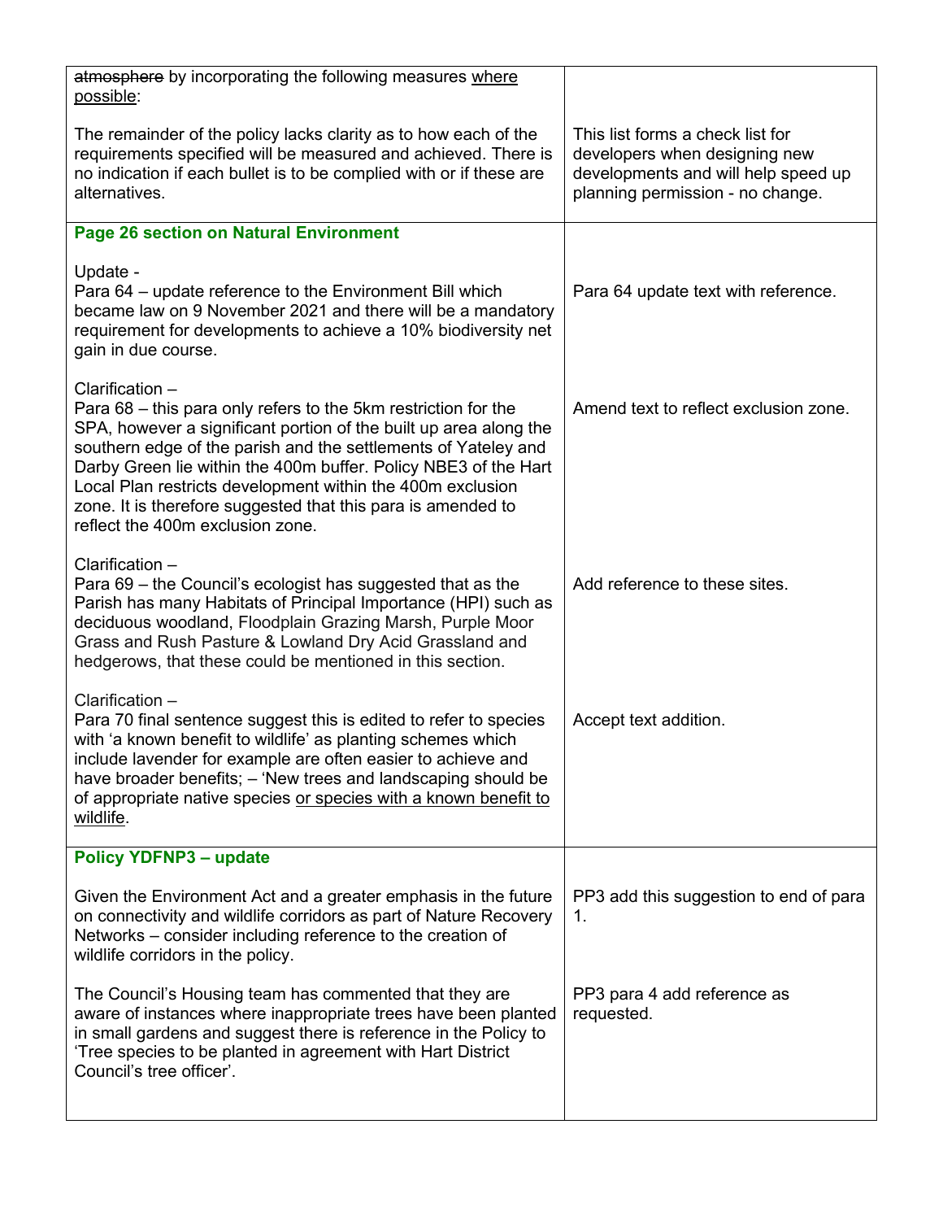| | |
|---|---|
| ~~atmosphere~~ by incorporating the following measures <u>where possible</u>:<br><br>The remainder of the policy lacks clarity as to how each of the requirements specified will be measured and achieved. There is no indication if each bullet is to be complied with or if these are alternatives. | <br><br>This list forms a check list for developers when designing new developments and will help speed up planning permission - no change. |
| **Page 26 section on Natural Environment**<br><br>Update -<br>Para 64 – update reference to the Environment Bill which became law on 9 November 2021 and there will be a mandatory requirement for developments to achieve a 10% biodiversity net gain in due course.<br><br>Clarification –<br>Para 68 – this para only refers to the 5km restriction for the SPA, however a significant portion of the built up area along the southern edge of the parish and the settlements of Yateley and Darby Green lie within the 400m buffer. Policy NBE3 of the Hart Local Plan restricts development within the 400m exclusion zone. It is therefore suggested that this para is amended to reflect the 400m exclusion zone.<br><br>Clarification –<br>Para 69 – the Council's ecologist has suggested that as the Parish has many Habitats of Principal Importance (HPI) such as deciduous woodland, Floodplain Grazing Marsh, Purple Moor Grass and Rush Pasture & Lowland Dry Acid Grassland and hedgerows, that these could be mentioned in this section.<br><br>Clarification –<br>Para 70 final sentence suggest this is edited to refer to species with 'a known benefit to wildlife' as planting schemes which include lavender for example are often easier to achieve and have broader benefits; – 'New trees and landscaping should be of appropriate native species <u>or species with a known benefit to wildlife</u>. | <br><br><br>Para 64 update text with reference.<br><br><br><br><br>Amend text to reflect exclusion zone.<br><br><br><br><br><br><br><br>Add reference to these sites.<br><br><br><br><br><br>Accept text addition. |
| **Policy YDFNP3 – update**<br><br>Given the Environment Act and a greater emphasis in the future on connectivity and wildlife corridors as part of Nature Recovery Networks – consider including reference to the creation of wildlife corridors in the policy.<br><br>The Council's Housing team has commented that they are aware of instances where inappropriate trees have been planted in small gardens and suggest there is reference in the Policy to 'Tree species to be planted in agreement with Hart District Council's tree officer'. | <br><br>PP3 add this suggestion to end of para 1.<br><br><br><br>PP3 para 4 add reference as requested. |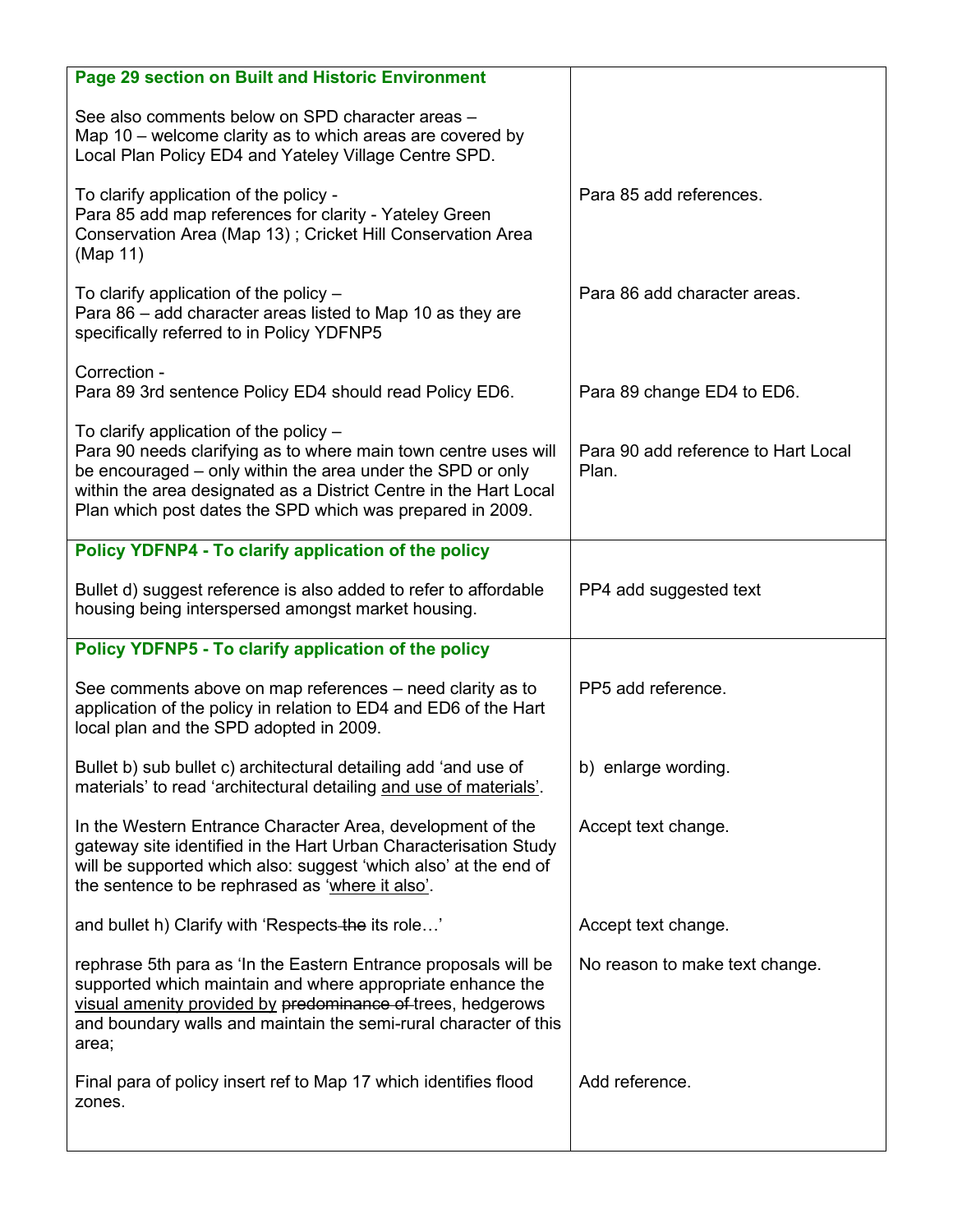| | |
|---|---|
| **Page 29 section on Built and Historic Environment**<br><br>See also comments below on SPD character areas – Map 10 – welcome clarity as to which areas are covered by Local Plan Policy ED4 and Yateley Village Centre SPD.<br><br>To clarify application of the policy - Para 85 add map references for clarity - Yateley Green Conservation Area (Map 13) ; Cricket Hill Conservation Area (Map 11)<br><br>To clarify application of the policy – Para 86 – add character areas listed to Map 10 as they are specifically referred to in Policy YDFNP5<br><br>Correction - Para 89 3rd sentence Policy ED4 should read Policy ED6.<br><br>To clarify application of the policy – Para 90 needs clarifying as to where main town centre uses will be encouraged – only within the area under the SPD or only within the area designated as a District Centre in the Hart Local Plan which post dates the SPD which was prepared in 2009. | <br><br><br><br>Para 85 add references.<br><br>Para 86 add character areas.<br><br>Para 89 change ED4 to ED6.<br><br>Para 90 add reference to Hart Local Plan. |
| **Policy YDFNP4 - To clarify application of the policy**<br><br>Bullet d) suggest reference is also added to refer to affordable housing being interspersed amongst market housing. | <br><br>PP4 add suggested text |
| **Policy YDFNP5 - To clarify application of the policy**<br><br>See comments above on map references – need clarity as to application of the policy in relation to ED4 and ED6 of the Hart local plan and the SPD adopted in 2009.<br><br>Bullet b) sub bullet c) architectural detailing add 'and use of materials' to read 'architectural detailing <u>and use of materials</u>'.<br><br>In the Western Entrance Character Area, development of the gateway site identified in the Hart Urban Characterisation Study will be supported which also: suggest 'which also' at the end of the sentence to be rephrased as '<u>where it also</u>'.<br><br>and bullet h) Clarify with 'Respects ~~the~~ its role…'<br><br>rephrase 5th para as 'In the Eastern Entrance proposals will be supported which maintain and where appropriate enhance the <u>visual amenity provided by</u> ~~predominance of~~ trees, hedgerows and boundary walls and maintain the semi-rural character of this area;<br><br>Final para of policy insert ref to Map 17 which identifies flood zones. | <br><br>PP5 add reference.<br><br>b) enlarge wording.<br><br>Accept text change.<br><br>Accept text change.<br><br>No reason to make text change.<br><br>Add reference. |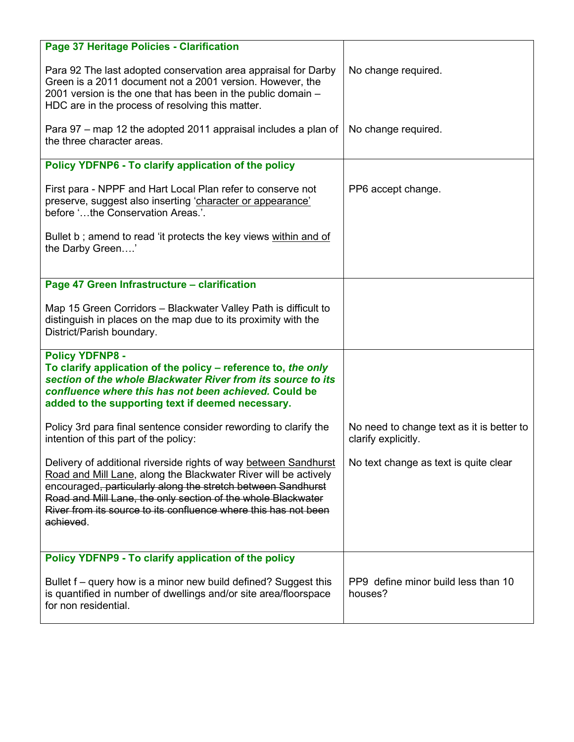| | |
|---|---|
| **Page 37 Heritage Policies - Clarification** | |
| Para 92 The last adopted conservation area appraisal for Darby Green is a 2011 document not a 2001 version. However, the 2001 version is the one that has been in the public domain – HDC are in the process of resolving this matter. | No change required. |
| Para 97 – map 12 the adopted 2011 appraisal includes a plan of the three character areas. | No change required. |
| **Policy YDFNP6 - To clarify application of the policy** | |
| First para - NPPF and Hart Local Plan refer to conserve not preserve, suggest also inserting '<u>character or appearance</u>' before '…the Conservation Areas.'. | PP6 accept change. |
| Bullet b ; amend to read 'it protects the key views <u>within and of</u> the Darby Green….' | |
| **Page 47 Green Infrastructure – clarification** | |
| Map 15 Green Corridors – Blackwater Valley Path is difficult to distinguish in places on the map due to its proximity with the District/Parish boundary. | |
| **Policy YDFNP8 - To clarify application of the policy – reference to, *the only section of the whole Blackwater River from its source to its confluence where this has not been achieved.* Could be added to the supporting text if deemed necessary.** | |
| Policy 3rd para final sentence consider rewording to clarify the intention of this part of the policy: | No need to change text as it is better to clarify explicitly. |
| Delivery of additional riverside rights of way <u>between Sandhurst Road and Mill Lane</u>, along the Blackwater River will be actively encouraged~~, particularly along the stretch between Sandhurst Road and Mill Lane, the only section of the whole Blackwater River from its source to its confluence where this has not been achieved~~. | No text change as text is quite clear |
| **Policy YDFNP9 - To clarify application of the policy** | |
| Bullet f – query how is a minor new build defined? Suggest this is quantified in number of dwellings and/or site area/floorspace for non residential. | PP9 define minor build less than 10 houses? |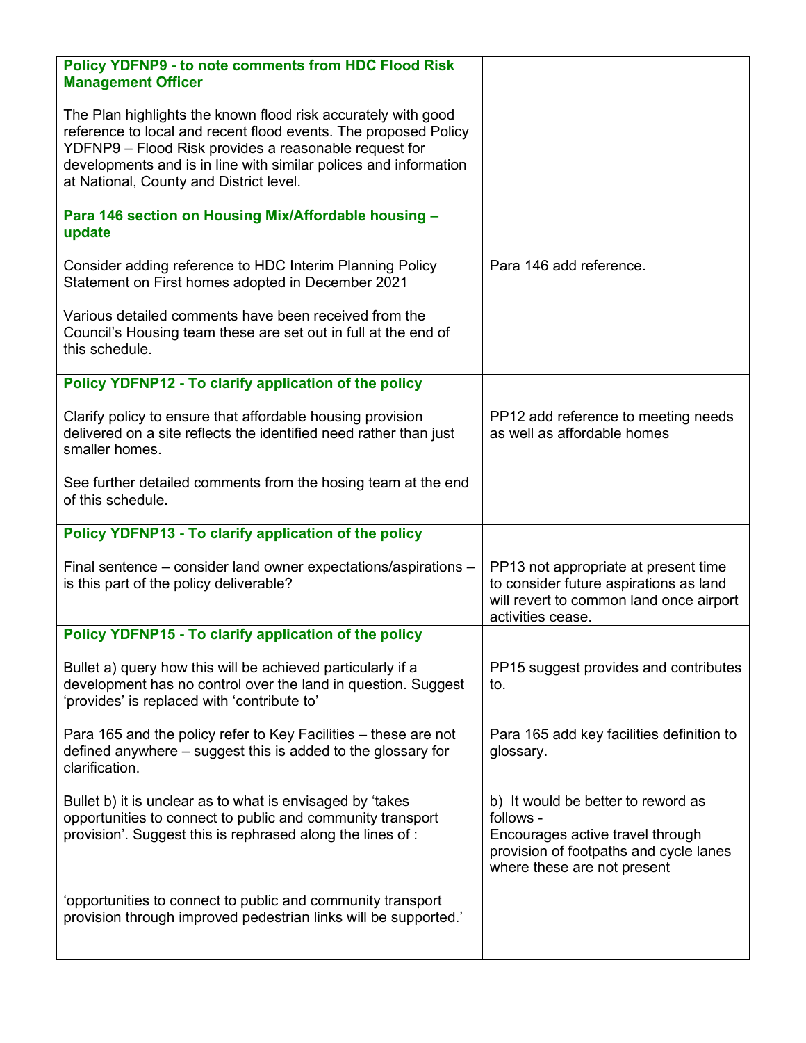| | |
|---|---|
| **Policy YDFNP9 - to note comments from HDC Flood Risk Management Officer**<br><br>The Plan highlights the known flood risk accurately with good reference to local and recent flood events. The proposed Policy YDFNP9 – Flood Risk provides a reasonable request for developments and is in line with similar polices and information at National, County and District level. | |
| **Para 146 section on Housing Mix/Affordable housing – update**<br><br>Consider adding reference to HDC Interim Planning Policy Statement on First homes adopted in December 2021<br><br>Various detailed comments have been received from the Council's Housing team these are set out in full at the end of this schedule. | Para 146 add reference. |
| **Policy YDFNP12 - To clarify application of the policy**<br><br>Clarify policy to ensure that affordable housing provision delivered on a site reflects the identified need rather than just smaller homes.<br><br>See further detailed comments from the hosing team at the end of this schedule. | PP12 add reference to meeting needs as well as affordable homes |
| **Policy YDFNP13 - To clarify application of the policy**<br><br>Final sentence – consider land owner expectations/aspirations – is this part of the policy deliverable? | PP13 not appropriate at present time to consider future aspirations as land will revert to common land once airport activities cease. |
| **Policy YDFNP15 - To clarify application of the policy**<br><br>Bullet a) query how this will be achieved particularly if a development has no control over the land in question. Suggest 'provides' is replaced with 'contribute to'<br><br>Para 165 and the policy refer to Key Facilities – these are not defined anywhere – suggest this is added to the glossary for clarification.<br><br>Bullet b) it is unclear as to what is envisaged by 'takes opportunities to connect to public and community transport provision'. Suggest this is rephrased along the lines of :<br><br>'opportunities to connect to public and community transport provision through improved pedestrian links will be supported.' | PP15 suggest provides and contributes to.<br><br>Para 165 add key facilities definition to glossary.<br><br>b) It would be better to reword as follows -<br>Encourages active travel through provision of footpaths and cycle lanes where these are not present |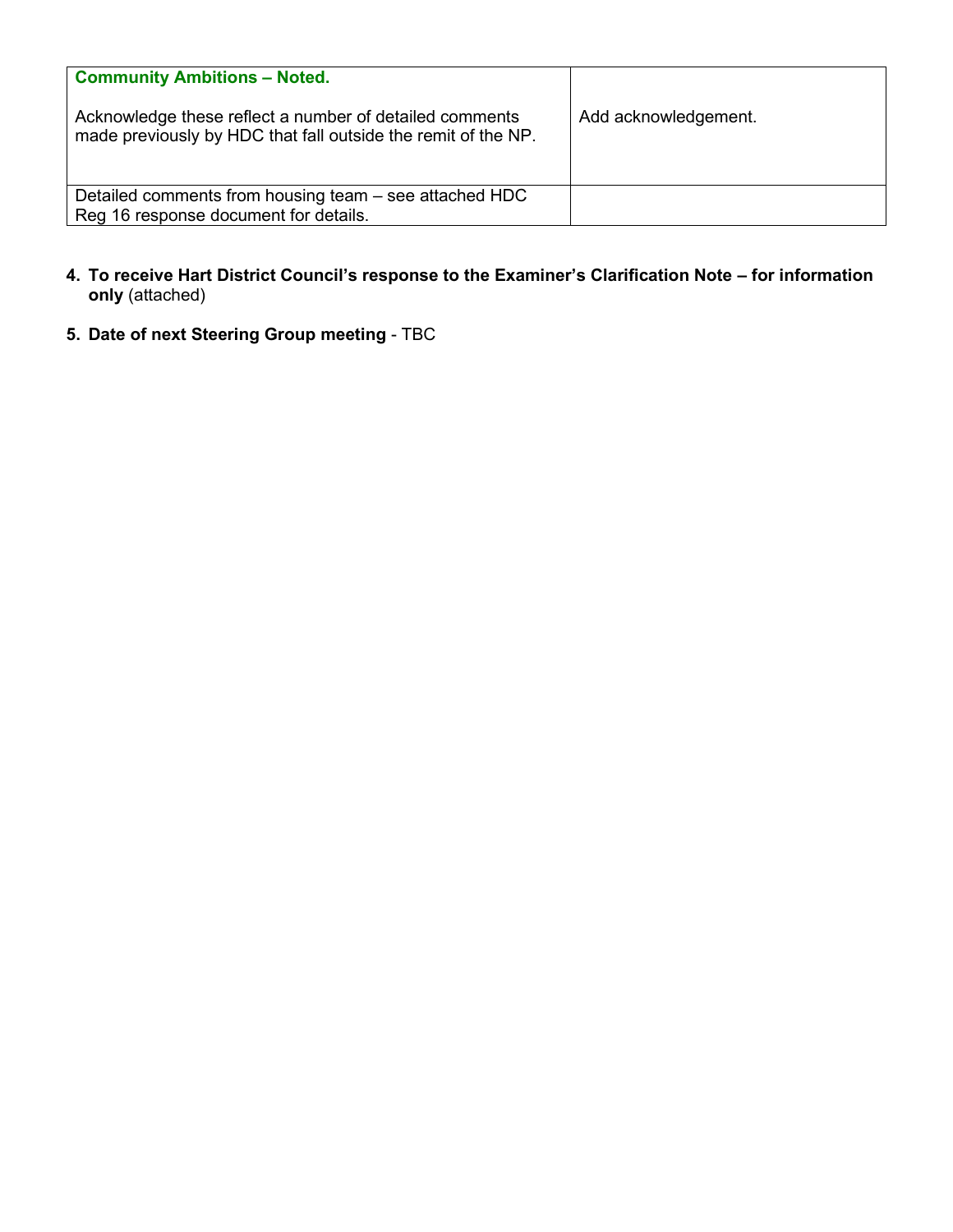| | |
|---|---|
| **Community Ambitions – Noted.**<br><br>Acknowledge these reflect a number of detailed comments made previously by HDC that fall outside the remit of the NP. | Add acknowledgement. |
| Detailed comments from housing team – see attached HDC Reg 16 response document for details. | |

4. **To receive Hart District Council's response to the Examiner's Clarification Note – for information only** (attached)

5. **Date of next Steering Group meeting** - TBC